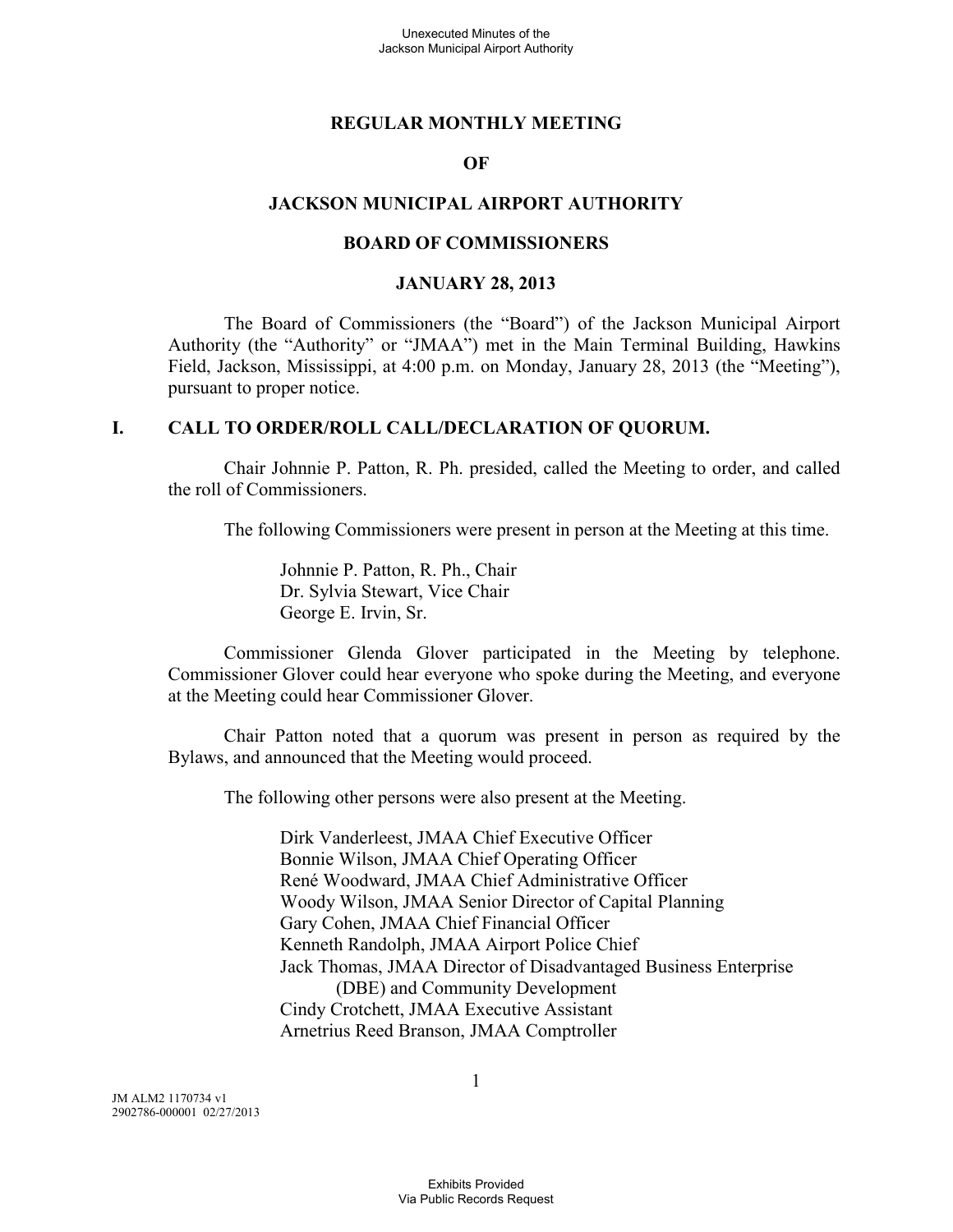# REGULAR MONTHLY MEETING

# OF

# JACKSON MUNICIPAL AIRPORT AUTHORITY

# BOARD OF COMMISSIONERS

# JANUARY 28, 2013

The Board of Commissioners (the "Board") of the Jackson Municipal Airport Authority (the "Authority" or "JMAA") met in the Main Terminal Building, Hawkins Field, Jackson, Mississippi, at 4:00 p.m. on Monday, January 28, 2013 (the "Meeting"), pursuant to proper notice.

## I. CALL TO ORDER/ROLL CALL/DECLARATION OF QUORUM.

Chair Johnnie P. Patton, R. Ph. presided, called the Meeting to order, and called the roll of Commissioners.

The following Commissioners were present in person at the Meeting at this time.

Johnnie P. Patton, R. Ph., Chair
Dr. Sylvia Stewart, Vice Chair
George E. Irvin, Sr.

Commissioner Glenda Glover participated in the Meeting by telephone. Commissioner Glover could hear everyone who spoke during the Meeting, and everyone at the Meeting could hear Commissioner Glover.

Chair Patton noted that a quorum was present in person as required by the Bylaws, and announced that the Meeting would proceed.

The following other persons were also present at the Meeting.

Dirk Vanderleest, JMAA Chief Executive Officer
Bonnie Wilson, JMAA Chief Operating Officer
René Woodward, JMAA Chief Administrative Officer
Woody Wilson, JMAA Senior Director of Capital Planning
Gary Cohen, JMAA Chief Financial Officer
Kenneth Randolph, JMAA Airport Police Chief
Jack Thomas, JMAA Director of Disadvantaged Business Enterprise (DBE) and Community Development
Cindy Crotchett, JMAA Executive Assistant
Arnetrius Reed Branson, JMAA Comptroller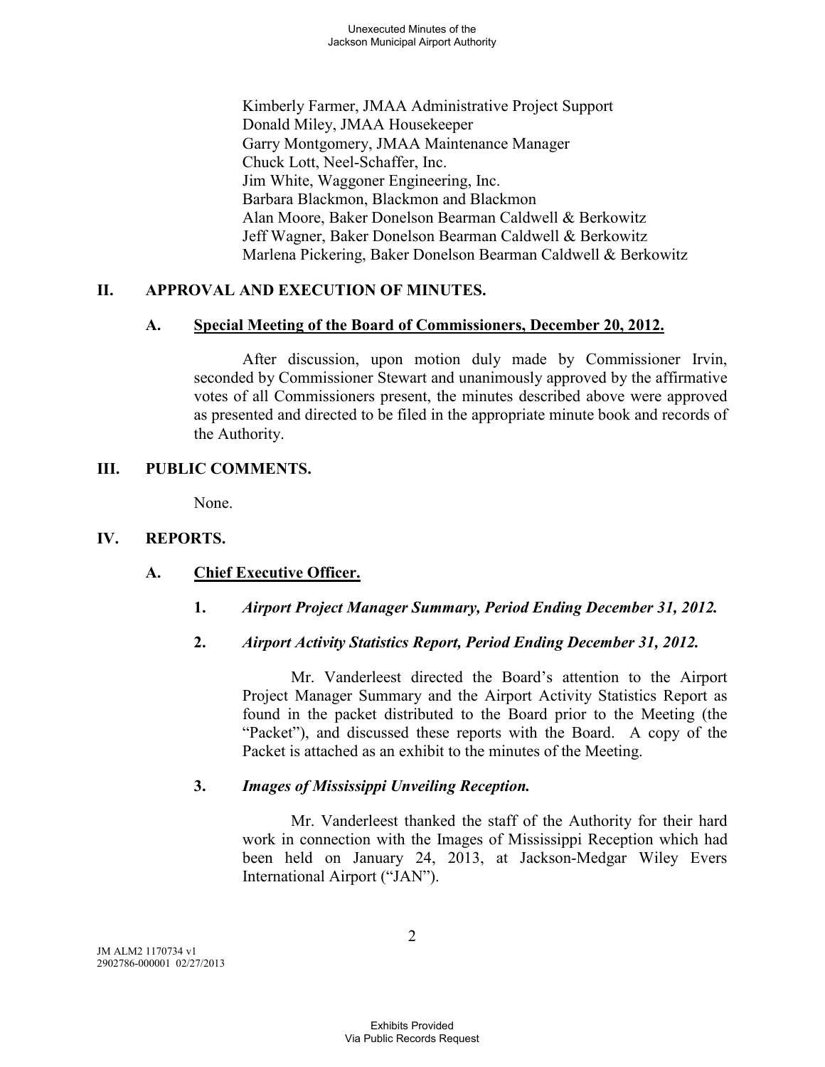Kimberly Farmer, JMAA Administrative Project Support
Donald Miley, JMAA Housekeeper
Garry Montgomery, JMAA Maintenance Manager
Chuck Lott, Neel-Schaffer, Inc.
Jim White, Waggoner Engineering, Inc.
Barbara Blackmon, Blackmon and Blackmon
Alan Moore, Baker Donelson Bearman Caldwell & Berkowitz
Jeff Wagner, Baker Donelson Bearman Caldwell & Berkowitz
Marlena Pickering, Baker Donelson Bearman Caldwell & Berkowitz

## II. APPROVAL AND EXECUTION OF MINUTES.

### A. Special Meeting of the Board of Commissioners, December 20, 2012.

After discussion, upon motion duly made by Commissioner Irvin, seconded by Commissioner Stewart and unanimously approved by the affirmative votes of all Commissioners present, the minutes described above were approved as presented and directed to be filed in the appropriate minute book and records of the Authority.

## III. PUBLIC COMMENTS.

None.

## IV. REPORTS.

### A. Chief Executive Officer.

**1.** ***Airport Project Manager Summary, Period Ending December 31, 2012.***

**2.** ***Airport Activity Statistics Report, Period Ending December 31, 2012.***

Mr. Vanderleest directed the Board's attention to the Airport Project Manager Summary and the Airport Activity Statistics Report as found in the packet distributed to the Board prior to the Meeting (the "Packet"), and discussed these reports with the Board. A copy of the Packet is attached as an exhibit to the minutes of the Meeting.

**3.** ***Images of Mississippi Unveiling Reception.***

Mr. Vanderleest thanked the staff of the Authority for their hard work in connection with the Images of Mississippi Reception which had been held on January 24, 2013, at Jackson-Medgar Wiley Evers International Airport ("JAN").

JM ALM2 1170734 v1
2902786-000001 02/27/2013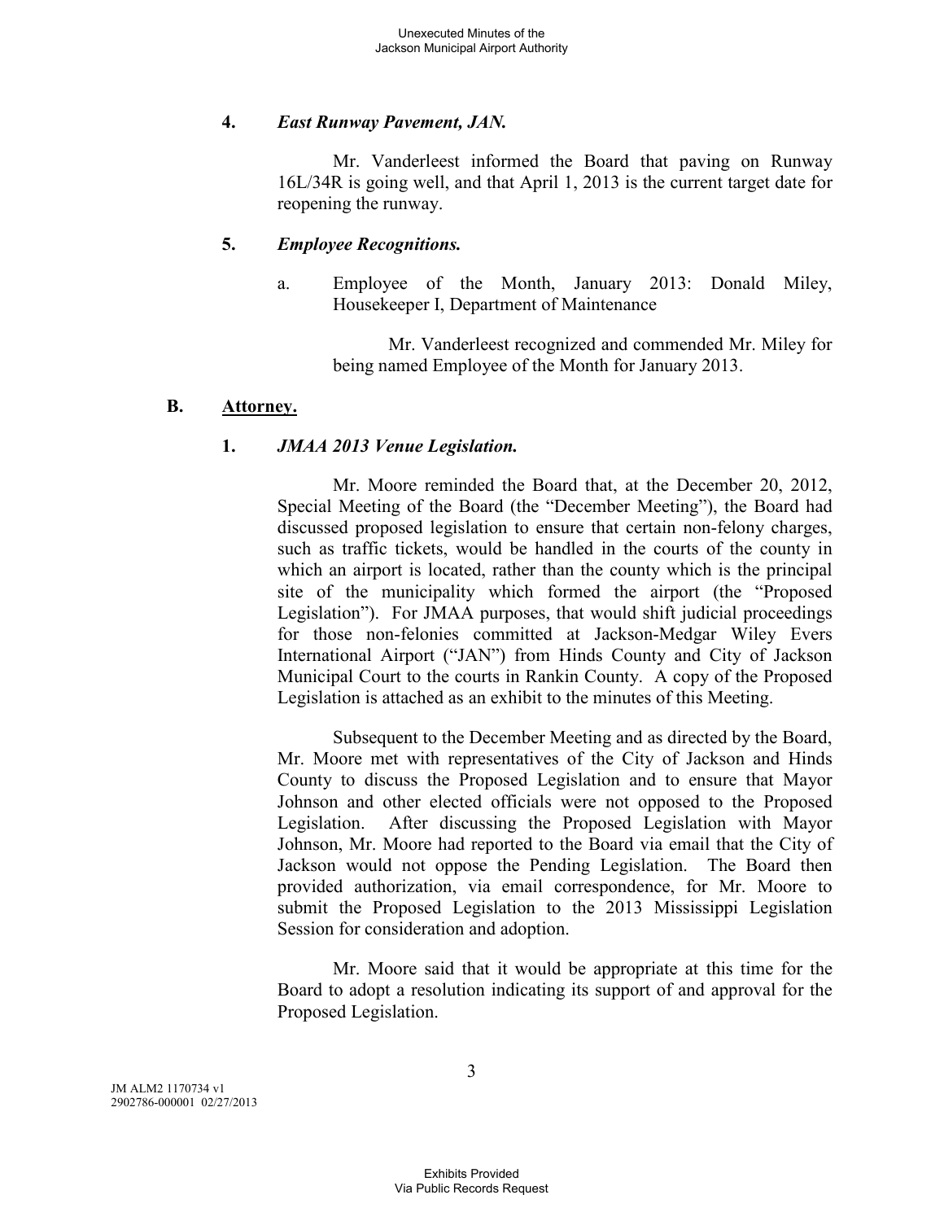#### 4. *East Runway Pavement, JAN.*

Mr. Vanderleest informed the Board that paving on Runway 16L/34R is going well, and that April 1, 2013 is the current target date for reopening the runway.

#### 5. *Employee Recognitions.*

a. Employee of the Month, January 2013: Donald Miley, Housekeeper I, Department of Maintenance

Mr. Vanderleest recognized and commended Mr. Miley for being named Employee of the Month for January 2013.

### B. Attorney.

#### 1. *JMAA 2013 Venue Legislation.*

Mr. Moore reminded the Board that, at the December 20, 2012, Special Meeting of the Board (the "December Meeting"), the Board had discussed proposed legislation to ensure that certain non-felony charges, such as traffic tickets, would be handled in the courts of the county in which an airport is located, rather than the county which is the principal site of the municipality which formed the airport (the "Proposed Legislation"). For JMAA purposes, that would shift judicial proceedings for those non-felonies committed at Jackson-Medgar Wiley Evers International Airport ("JAN") from Hinds County and City of Jackson Municipal Court to the courts in Rankin County. A copy of the Proposed Legislation is attached as an exhibit to the minutes of this Meeting.

Subsequent to the December Meeting and as directed by the Board, Mr. Moore met with representatives of the City of Jackson and Hinds County to discuss the Proposed Legislation and to ensure that Mayor Johnson and other elected officials were not opposed to the Proposed Legislation. After discussing the Proposed Legislation with Mayor Johnson, Mr. Moore had reported to the Board via email that the City of Jackson would not oppose the Pending Legislation. The Board then provided authorization, via email correspondence, for Mr. Moore to submit the Proposed Legislation to the 2013 Mississippi Legislation Session for consideration and adoption.

Mr. Moore said that it would be appropriate at this time for the Board to adopt a resolution indicating its support of and approval for the Proposed Legislation.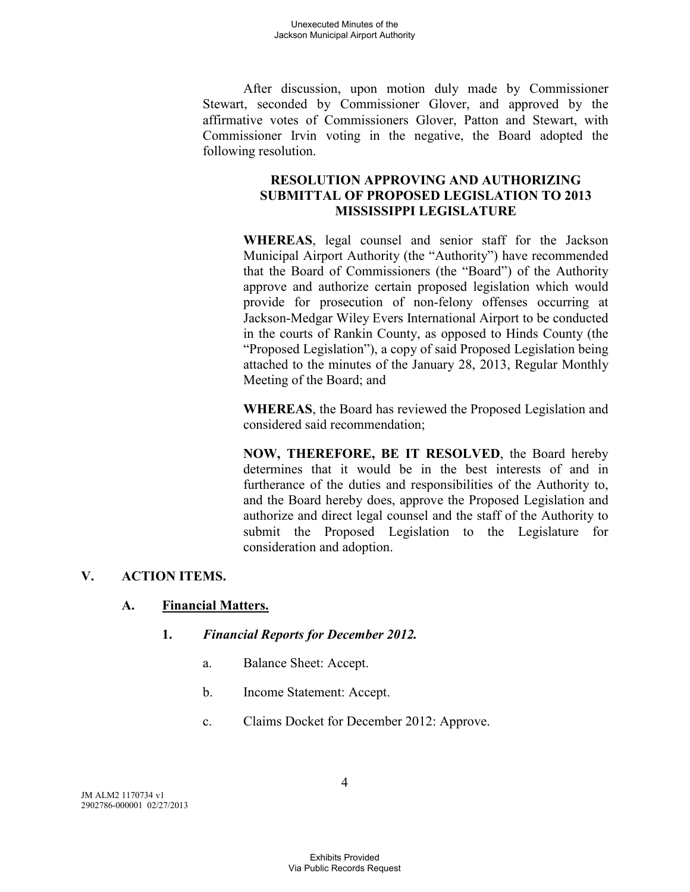After discussion, upon motion duly made by Commissioner Stewart, seconded by Commissioner Glover, and approved by the affirmative votes of Commissioners Glover, Patton and Stewart, with Commissioner Irvin voting in the negative, the Board adopted the following resolution.

**RESOLUTION APPROVING AND AUTHORIZING SUBMITTAL OF PROPOSED LEGISLATION TO 2013 MISSISSIPPI LEGISLATURE**

**WHEREAS**, legal counsel and senior staff for the Jackson Municipal Airport Authority (the "Authority") have recommended that the Board of Commissioners (the "Board") of the Authority approve and authorize certain proposed legislation which would provide for prosecution of non-felony offenses occurring at Jackson-Medgar Wiley Evers International Airport to be conducted in the courts of Rankin County, as opposed to Hinds County (the "Proposed Legislation"), a copy of said Proposed Legislation being attached to the minutes of the January 28, 2013, Regular Monthly Meeting of the Board; and

**WHEREAS**, the Board has reviewed the Proposed Legislation and considered said recommendation;

**NOW, THEREFORE, BE IT RESOLVED**, the Board hereby determines that it would be in the best interests of and in furtherance of the duties and responsibilities of the Authority to, and the Board hereby does, approve the Proposed Legislation and authorize and direct legal counsel and the staff of the Authority to submit the Proposed Legislation to the Legislature for consideration and adoption.

## V. ACTION ITEMS.

### A. Financial Matters.

**1. *Financial Reports for December 2012.***

a. Balance Sheet: Accept.

b. Income Statement: Accept.

c. Claims Docket for December 2012: Approve.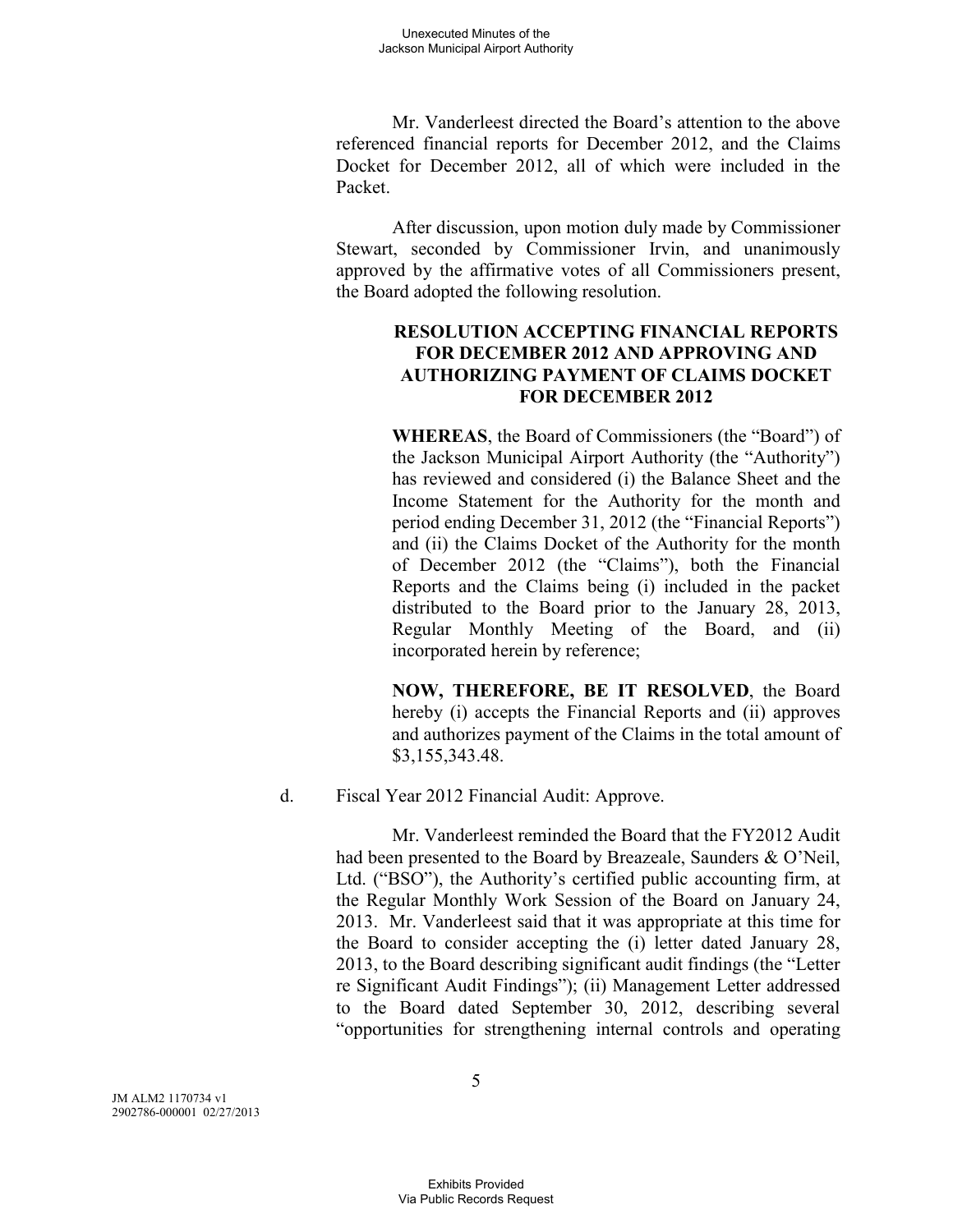Mr. Vanderleest directed the Board's attention to the above referenced financial reports for December 2012, and the Claims Docket for December 2012, all of which were included in the Packet.

After discussion, upon motion duly made by Commissioner Stewart, seconded by Commissioner Irvin, and unanimously approved by the affirmative votes of all Commissioners present, the Board adopted the following resolution.

**RESOLUTION ACCEPTING FINANCIAL REPORTS FOR DECEMBER 2012 AND APPROVING AND AUTHORIZING PAYMENT OF CLAIMS DOCKET FOR DECEMBER 2012**

**WHEREAS**, the Board of Commissioners (the "Board") of the Jackson Municipal Airport Authority (the "Authority") has reviewed and considered (i) the Balance Sheet and the Income Statement for the Authority for the month and period ending December 31, 2012 (the "Financial Reports") and (ii) the Claims Docket of the Authority for the month of December 2012 (the "Claims"), both the Financial Reports and the Claims being (i) included in the packet distributed to the Board prior to the January 28, 2013, Regular Monthly Meeting of the Board, and (ii) incorporated herein by reference;

**NOW, THEREFORE, BE IT RESOLVED**, the Board hereby (i) accepts the Financial Reports and (ii) approves and authorizes payment of the Claims in the total amount of $3,155,343.48.

d. Fiscal Year 2012 Financial Audit: Approve.

Mr. Vanderleest reminded the Board that the FY2012 Audit had been presented to the Board by Breazeale, Saunders & O'Neil, Ltd. ("BSO"), the Authority's certified public accounting firm, at the Regular Monthly Work Session of the Board on January 24, 2013. Mr. Vanderleest said that it was appropriate at this time for the Board to consider accepting the (i) letter dated January 28, 2013, to the Board describing significant audit findings (the "Letter re Significant Audit Findings"); (ii) Management Letter addressed to the Board dated September 30, 2012, describing several "opportunities for strengthening internal controls and operating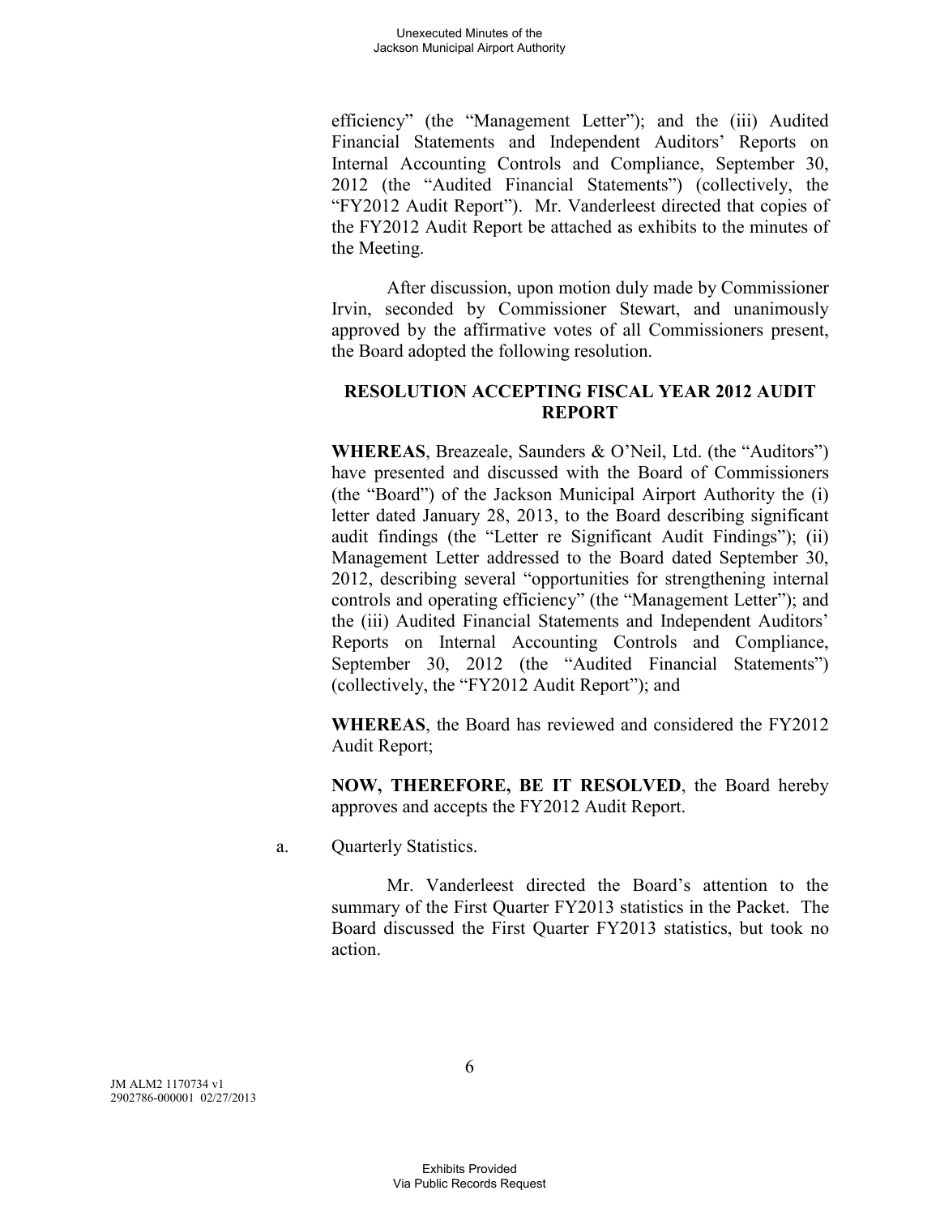efficiency" (the "Management Letter"); and the (iii) Audited Financial Statements and Independent Auditors' Reports on Internal Accounting Controls and Compliance, September 30, 2012 (the "Audited Financial Statements") (collectively, the "FY2012 Audit Report"). Mr. Vanderleest directed that copies of the FY2012 Audit Report be attached as exhibits to the minutes of the Meeting.

After discussion, upon motion duly made by Commissioner Irvin, seconded by Commissioner Stewart, and unanimously approved by the affirmative votes of all Commissioners present, the Board adopted the following resolution.

**RESOLUTION ACCEPTING FISCAL YEAR 2012 AUDIT REPORT**

**WHEREAS**, Breazeale, Saunders & O'Neil, Ltd. (the "Auditors") have presented and discussed with the Board of Commissioners (the "Board") of the Jackson Municipal Airport Authority the (i) letter dated January 28, 2013, to the Board describing significant audit findings (the "Letter re Significant Audit Findings"); (ii) Management Letter addressed to the Board dated September 30, 2012, describing several "opportunities for strengthening internal controls and operating efficiency" (the "Management Letter"); and the (iii) Audited Financial Statements and Independent Auditors' Reports on Internal Accounting Controls and Compliance, September 30, 2012 (the "Audited Financial Statements") (collectively, the "FY2012 Audit Report"); and

**WHEREAS**, the Board has reviewed and considered the FY2012 Audit Report;

**NOW, THEREFORE, BE IT RESOLVED**, the Board hereby approves and accepts the FY2012 Audit Report.

a. Quarterly Statistics.

Mr. Vanderleest directed the Board's attention to the summary of the First Quarter FY2013 statistics in the Packet. The Board discussed the First Quarter FY2013 statistics, but took no action.

JM ALM2 1170734 v1
2902786-000001 02/27/2013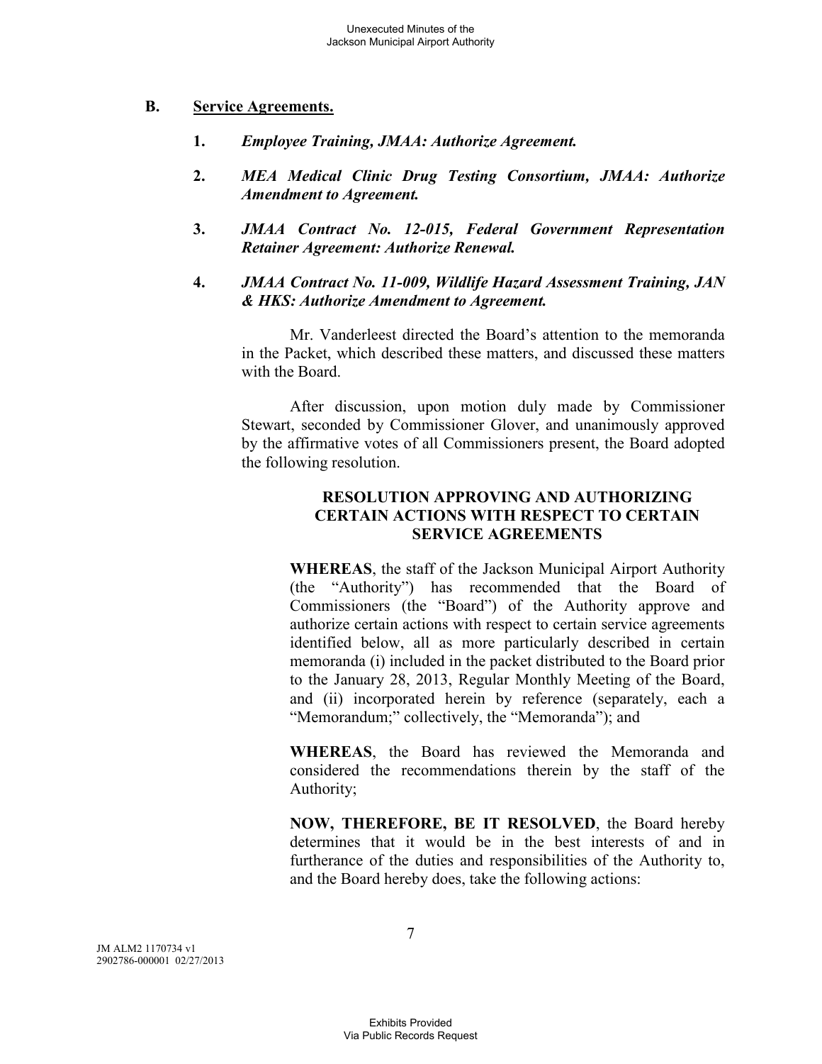## B. Service Agreements.

1. ***Employee Training, JMAA: Authorize Agreement.***

2. ***MEA Medical Clinic Drug Testing Consortium, JMAA: Authorize Amendment to Agreement.***

3. ***JMAA Contract No. 12-015, Federal Government Representation Retainer Agreement: Authorize Renewal.***

4. ***JMAA Contract No. 11-009, Wildlife Hazard Assessment Training, JAN & HKS: Authorize Amendment to Agreement.***

Mr. Vanderleest directed the Board's attention to the memoranda in the Packet, which described these matters, and discussed these matters with the Board.

After discussion, upon motion duly made by Commissioner Stewart, seconded by Commissioner Glover, and unanimously approved by the affirmative votes of all Commissioners present, the Board adopted the following resolution.

**RESOLUTION APPROVING AND AUTHORIZING CERTAIN ACTIONS WITH RESPECT TO CERTAIN SERVICE AGREEMENTS**

**WHEREAS**, the staff of the Jackson Municipal Airport Authority (the "Authority") has recommended that the Board of Commissioners (the "Board") of the Authority approve and authorize certain actions with respect to certain service agreements identified below, all as more particularly described in certain memoranda (i) included in the packet distributed to the Board prior to the January 28, 2013, Regular Monthly Meeting of the Board, and (ii) incorporated herein by reference (separately, each a "Memorandum;" collectively, the "Memoranda"); and

**WHEREAS**, the Board has reviewed the Memoranda and considered the recommendations therein by the staff of the Authority;

**NOW, THEREFORE, BE IT RESOLVED**, the Board hereby determines that it would be in the best interests of and in furtherance of the duties and responsibilities of the Authority to, and the Board hereby does, take the following actions: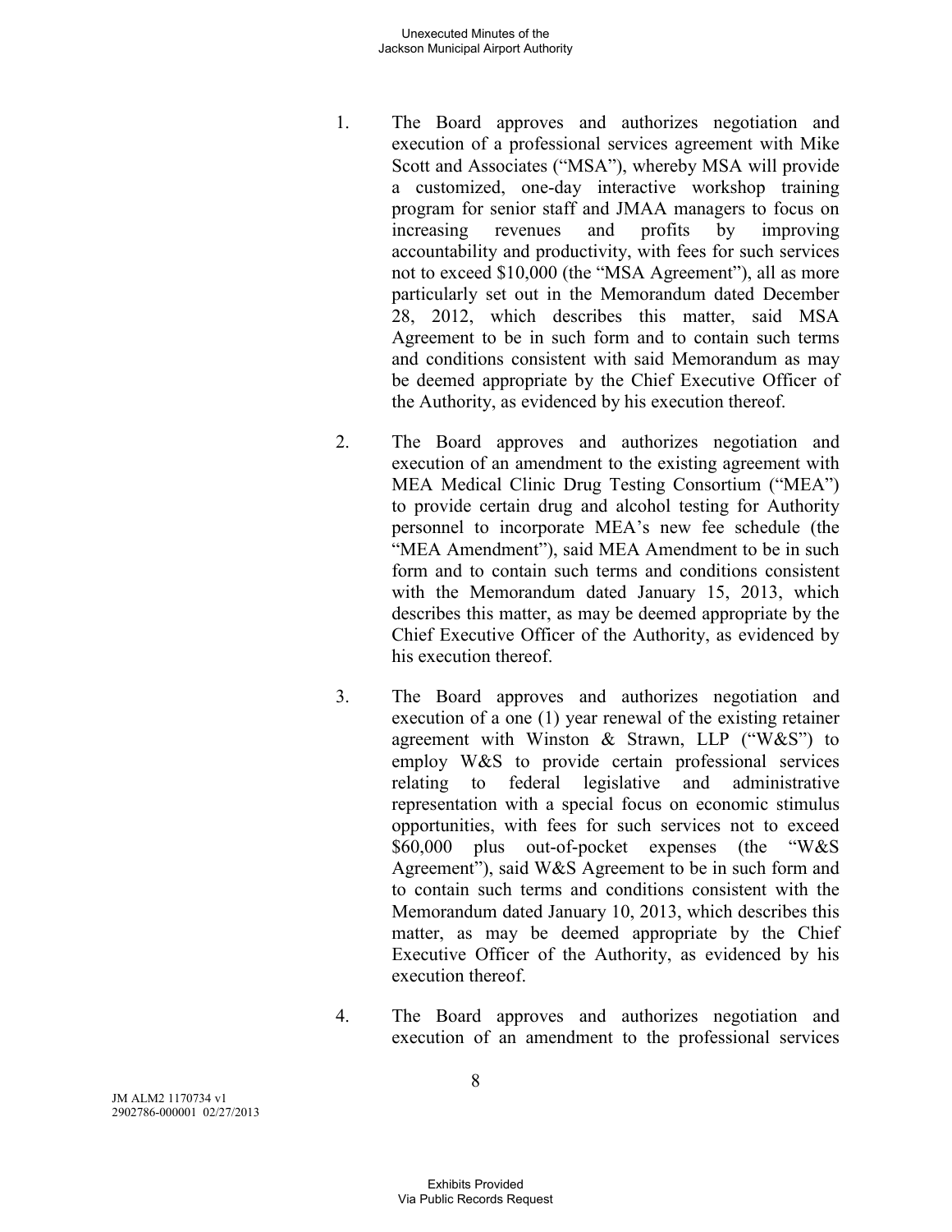1. The Board approves and authorizes negotiation and execution of a professional services agreement with Mike Scott and Associates ("MSA"), whereby MSA will provide a customized, one-day interactive workshop training program for senior staff and JMAA managers to focus on increasing revenues and profits by improving accountability and productivity, with fees for such services not to exceed $10,000 (the "MSA Agreement"), all as more particularly set out in the Memorandum dated December 28, 2012, which describes this matter, said MSA Agreement to be in such form and to contain such terms and conditions consistent with said Memorandum as may be deemed appropriate by the Chief Executive Officer of the Authority, as evidenced by his execution thereof.

2. The Board approves and authorizes negotiation and execution of an amendment to the existing agreement with MEA Medical Clinic Drug Testing Consortium ("MEA") to provide certain drug and alcohol testing for Authority personnel to incorporate MEA's new fee schedule (the "MEA Amendment"), said MEA Amendment to be in such form and to contain such terms and conditions consistent with the Memorandum dated January 15, 2013, which describes this matter, as may be deemed appropriate by the Chief Executive Officer of the Authority, as evidenced by his execution thereof.

3. The Board approves and authorizes negotiation and execution of a one (1) year renewal of the existing retainer agreement with Winston & Strawn, LLP ("W&S") to employ W&S to provide certain professional services relating to federal legislative and administrative representation with a special focus on economic stimulus opportunities, with fees for such services not to exceed $60,000 plus out-of-pocket expenses (the "W&S Agreement"), said W&S Agreement to be in such form and to contain such terms and conditions consistent with the Memorandum dated January 10, 2013, which describes this matter, as may be deemed appropriate by the Chief Executive Officer of the Authority, as evidenced by his execution thereof.

4. The Board approves and authorizes negotiation and execution of an amendment to the professional services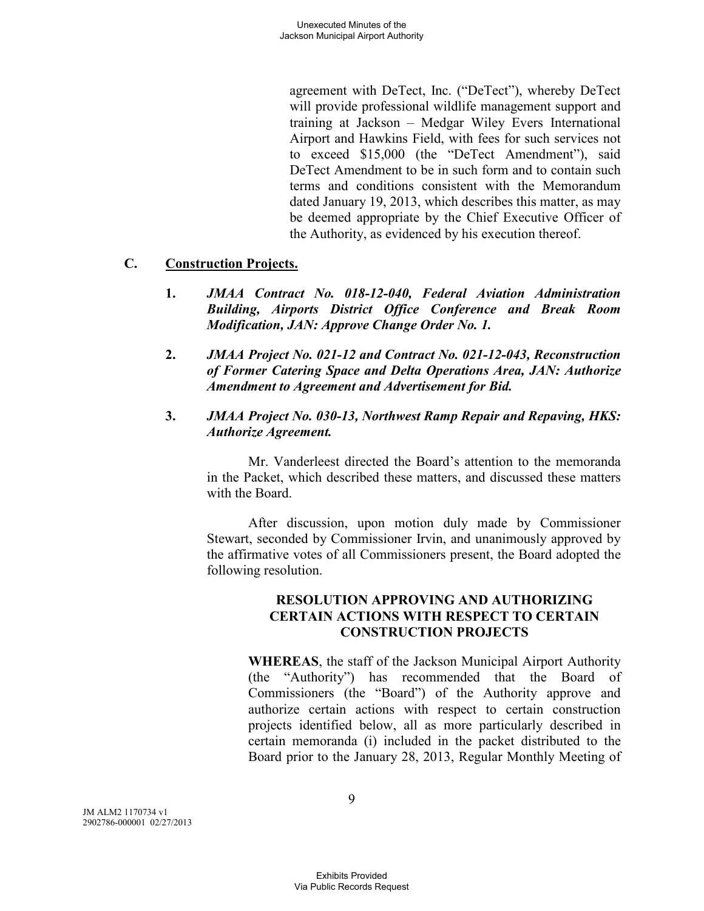agreement with DeTect, Inc. ("DeTect"), whereby DeTect will provide professional wildlife management support and training at Jackson – Medgar Wiley Evers International Airport and Hawkins Field, with fees for such services not to exceed $15,000 (the "DeTect Amendment"), said DeTect Amendment to be in such form and to contain such terms and conditions consistent with the Memorandum dated January 19, 2013, which describes this matter, as may be deemed appropriate by the Chief Executive Officer of the Authority, as evidenced by his execution thereof.

## C. Construction Projects.

1. ***JMAA Contract No. 018-12-040, Federal Aviation Administration Building, Airports District Office Conference and Break Room Modification, JAN: Approve Change Order No. 1.***

2. ***JMAA Project No. 021-12 and Contract No. 021-12-043, Reconstruction of Former Catering Space and Delta Operations Area, JAN: Authorize Amendment to Agreement and Advertisement for Bid.***

3. ***JMAA Project No. 030-13, Northwest Ramp Repair and Repaving, HKS: Authorize Agreement.***

Mr. Vanderleest directed the Board's attention to the memoranda in the Packet, which described these matters, and discussed these matters with the Board.

After discussion, upon motion duly made by Commissioner Stewart, seconded by Commissioner Irvin, and unanimously approved by the affirmative votes of all Commissioners present, the Board adopted the following resolution.

**RESOLUTION APPROVING AND AUTHORIZING CERTAIN ACTIONS WITH RESPECT TO CERTAIN CONSTRUCTION PROJECTS**

**WHEREAS**, the staff of the Jackson Municipal Airport Authority (the "Authority") has recommended that the Board of Commissioners (the "Board") of the Authority approve and authorize certain actions with respect to certain construction projects identified below, all as more particularly described in certain memoranda (i) included in the packet distributed to the Board prior to the January 28, 2013, Regular Monthly Meeting of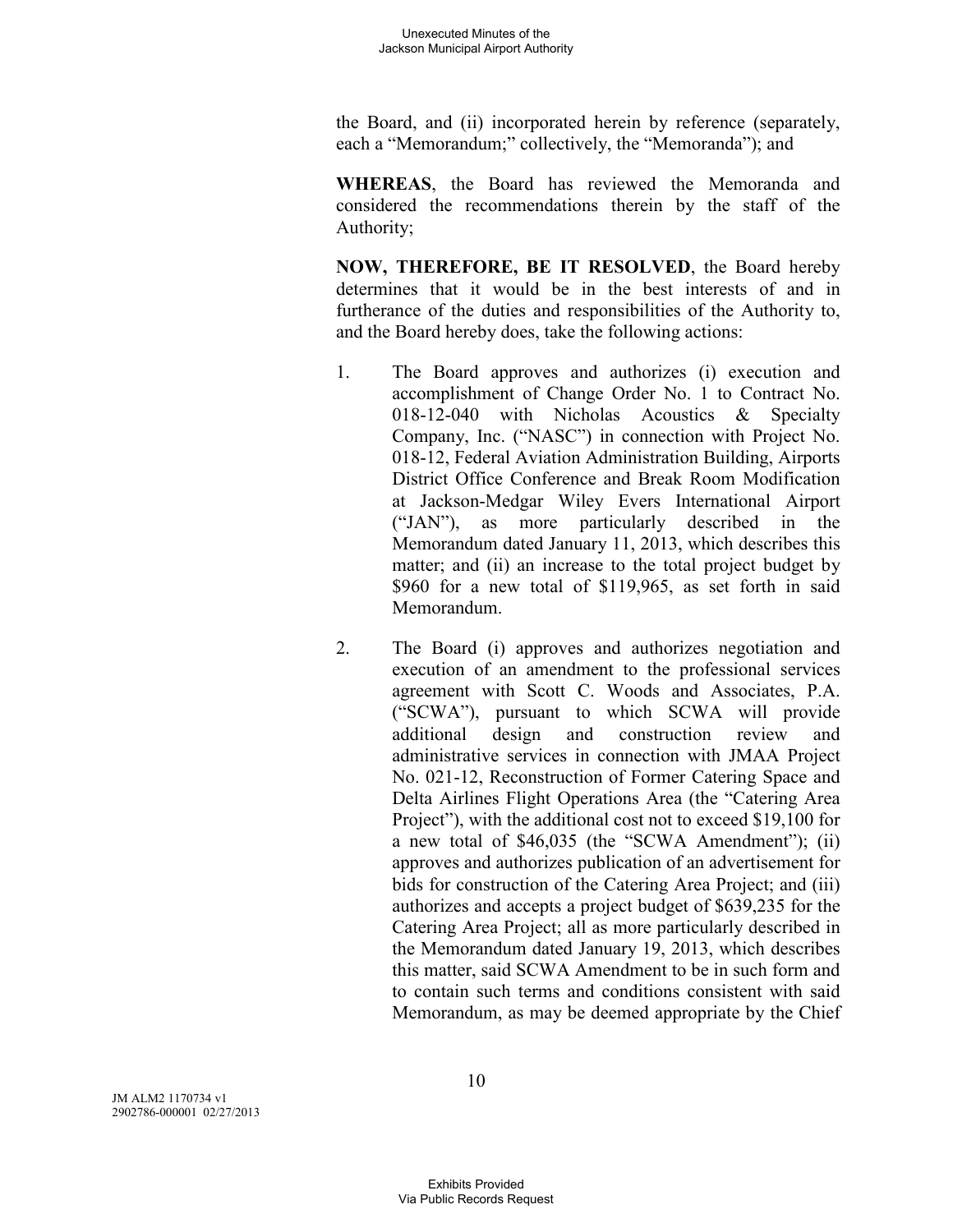the Board, and (ii) incorporated herein by reference (separately, each a "Memorandum;" collectively, the "Memoranda"); and

**WHEREAS**, the Board has reviewed the Memoranda and considered the recommendations therein by the staff of the Authority;

**NOW, THEREFORE, BE IT RESOLVED**, the Board hereby determines that it would be in the best interests of and in furtherance of the duties and responsibilities of the Authority to, and the Board hereby does, take the following actions:

1. The Board approves and authorizes (i) execution and accomplishment of Change Order No. 1 to Contract No. 018-12-040 with Nicholas Acoustics & Specialty Company, Inc. ("NASC") in connection with Project No. 018-12, Federal Aviation Administration Building, Airports District Office Conference and Break Room Modification at Jackson-Medgar Wiley Evers International Airport ("JAN"), as more particularly described in the Memorandum dated January 11, 2013, which describes this matter; and (ii) an increase to the total project budget by $960 for a new total of $119,965, as set forth in said Memorandum.

2. The Board (i) approves and authorizes negotiation and execution of an amendment to the professional services agreement with Scott C. Woods and Associates, P.A. ("SCWA"), pursuant to which SCWA will provide additional design and construction review and administrative services in connection with JMAA Project No. 021-12, Reconstruction of Former Catering Space and Delta Airlines Flight Operations Area (the "Catering Area Project"), with the additional cost not to exceed $19,100 for a new total of $46,035 (the "SCWA Amendment"); (ii) approves and authorizes publication of an advertisement for bids for construction of the Catering Area Project; and (iii) authorizes and accepts a project budget of $639,235 for the Catering Area Project; all as more particularly described in the Memorandum dated January 19, 2013, which describes this matter, said SCWA Amendment to be in such form and to contain such terms and conditions consistent with said Memorandum, as may be deemed appropriate by the Chief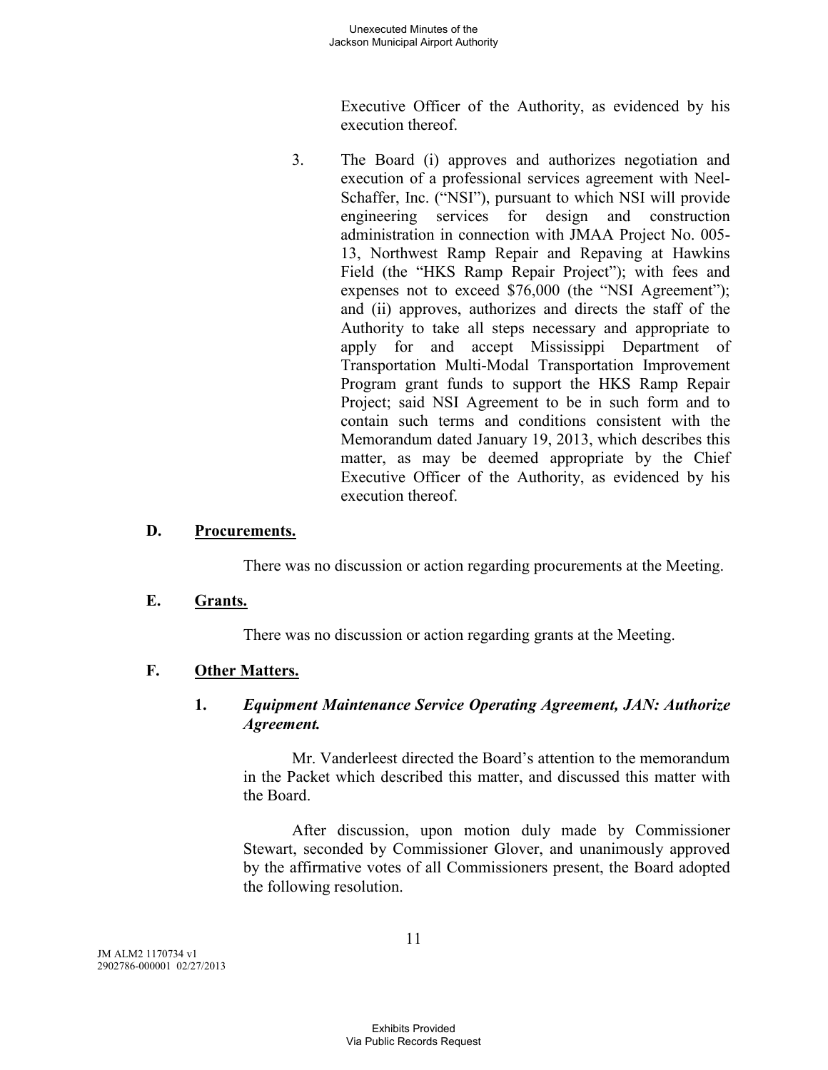Executive Officer of the Authority, as evidenced by his execution thereof.

3. The Board (i) approves and authorizes negotiation and execution of a professional services agreement with Neel-Schaffer, Inc. ("NSI"), pursuant to which NSI will provide engineering services for design and construction administration in connection with JMAA Project No. 005-13, Northwest Ramp Repair and Repaving at Hawkins Field (the "HKS Ramp Repair Project"); with fees and expenses not to exceed $76,000 (the "NSI Agreement"); and (ii) approves, authorizes and directs the staff of the Authority to take all steps necessary and appropriate to apply for and accept Mississippi Department of Transportation Multi-Modal Transportation Improvement Program grant funds to support the HKS Ramp Repair Project; said NSI Agreement to be in such form and to contain such terms and conditions consistent with the Memorandum dated January 19, 2013, which describes this matter, as may be deemed appropriate by the Chief Executive Officer of the Authority, as evidenced by his execution thereof.

**D. <u>Procurements.</u>**

There was no discussion or action regarding procurements at the Meeting.

**E. <u>Grants.</u>**

There was no discussion or action regarding grants at the Meeting.

**F. <u>Other Matters.</u>**

**1. *Equipment Maintenance Service Operating Agreement, JAN: Authorize Agreement.***

Mr. Vanderleest directed the Board's attention to the memorandum in the Packet which described this matter, and discussed this matter with the Board.

After discussion, upon motion duly made by Commissioner Stewart, seconded by Commissioner Glover, and unanimously approved by the affirmative votes of all Commissioners present, the Board adopted the following resolution.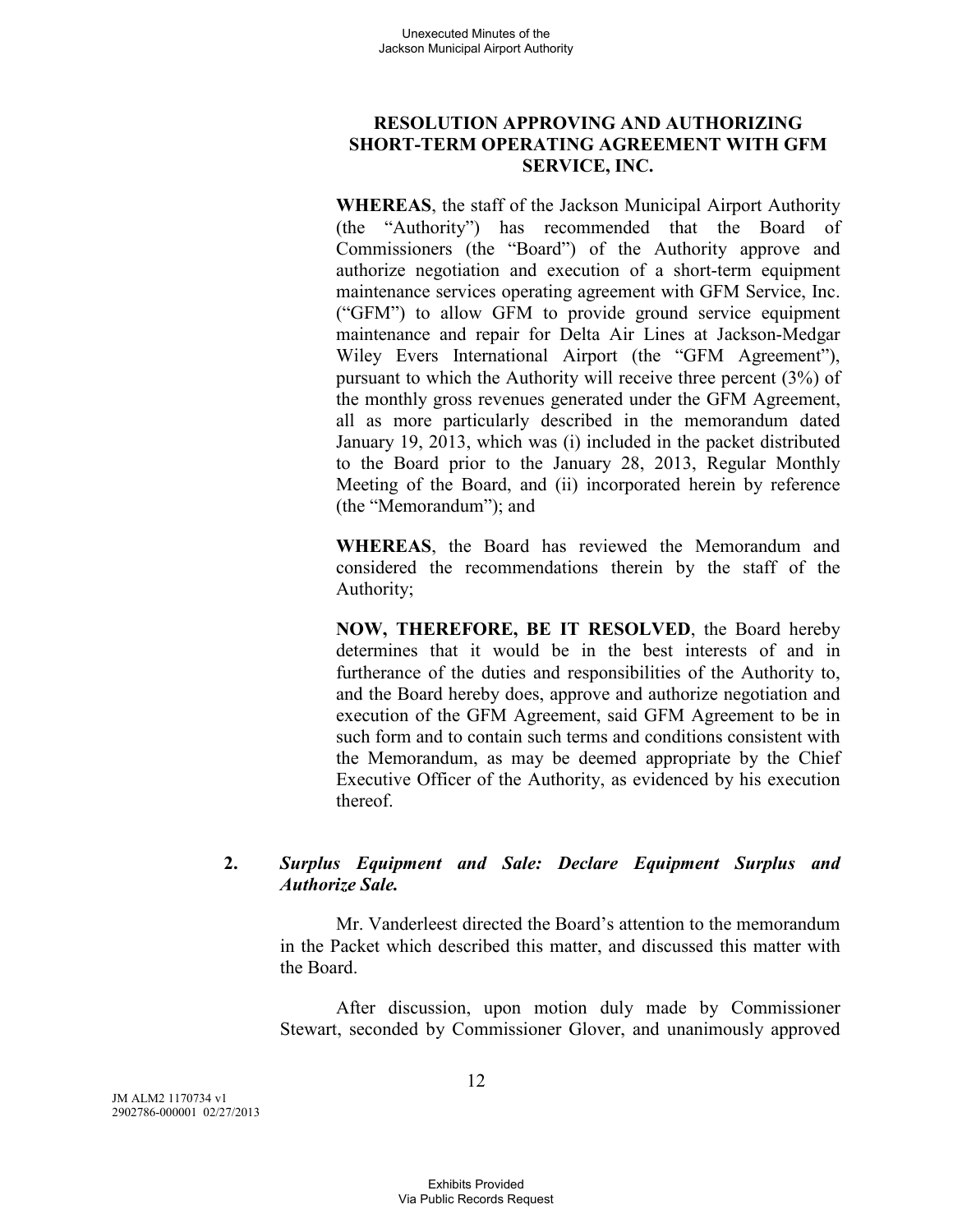**RESOLUTION APPROVING AND AUTHORIZING SHORT-TERM OPERATING AGREEMENT WITH GFM SERVICE, INC.**

**WHEREAS**, the staff of the Jackson Municipal Airport Authority (the "Authority") has recommended that the Board of Commissioners (the "Board") of the Authority approve and authorize negotiation and execution of a short-term equipment maintenance services operating agreement with GFM Service, Inc. ("GFM") to allow GFM to provide ground service equipment maintenance and repair for Delta Air Lines at Jackson-Medgar Wiley Evers International Airport (the "GFM Agreement"), pursuant to which the Authority will receive three percent (3%) of the monthly gross revenues generated under the GFM Agreement, all as more particularly described in the memorandum dated January 19, 2013, which was (i) included in the packet distributed to the Board prior to the January 28, 2013, Regular Monthly Meeting of the Board, and (ii) incorporated herein by reference (the "Memorandum"); and

**WHEREAS**, the Board has reviewed the Memorandum and considered the recommendations therein by the staff of the Authority;

**NOW, THEREFORE, BE IT RESOLVED**, the Board hereby determines that it would be in the best interests of and in furtherance of the duties and responsibilities of the Authority to, and the Board hereby does, approve and authorize negotiation and execution of the GFM Agreement, said GFM Agreement to be in such form and to contain such terms and conditions consistent with the Memorandum, as may be deemed appropriate by the Chief Executive Officer of the Authority, as evidenced by his execution thereof.

**2. *Surplus Equipment and Sale: Declare Equipment Surplus and Authorize Sale.***

Mr. Vanderleest directed the Board's attention to the memorandum in the Packet which described this matter, and discussed this matter with the Board.

After discussion, upon motion duly made by Commissioner Stewart, seconded by Commissioner Glover, and unanimously approved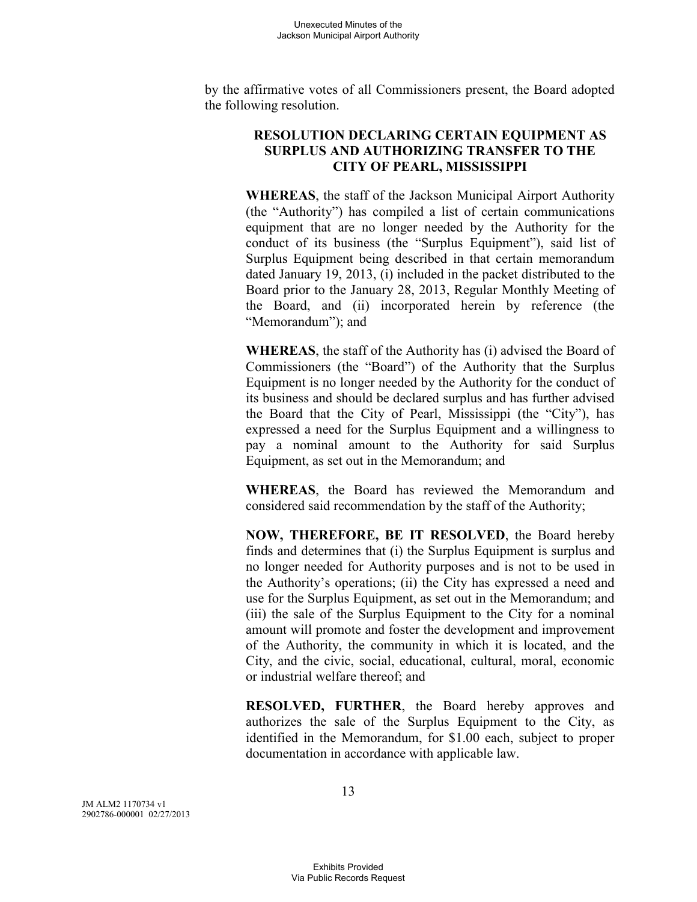by the affirmative votes of all Commissioners present, the Board adopted the following resolution.

**RESOLUTION DECLARING CERTAIN EQUIPMENT AS SURPLUS AND AUTHORIZING TRANSFER TO THE CITY OF PEARL, MISSISSIPPI**

**WHEREAS**, the staff of the Jackson Municipal Airport Authority (the "Authority") has compiled a list of certain communications equipment that are no longer needed by the Authority for the conduct of its business (the "Surplus Equipment"), said list of Surplus Equipment being described in that certain memorandum dated January 19, 2013, (i) included in the packet distributed to the Board prior to the January 28, 2013, Regular Monthly Meeting of the Board, and (ii) incorporated herein by reference (the "Memorandum"); and

**WHEREAS**, the staff of the Authority has (i) advised the Board of Commissioners (the "Board") of the Authority that the Surplus Equipment is no longer needed by the Authority for the conduct of its business and should be declared surplus and has further advised the Board that the City of Pearl, Mississippi (the "City"), has expressed a need for the Surplus Equipment and a willingness to pay a nominal amount to the Authority for said Surplus Equipment, as set out in the Memorandum; and

**WHEREAS**, the Board has reviewed the Memorandum and considered said recommendation by the staff of the Authority;

**NOW, THEREFORE, BE IT RESOLVED**, the Board hereby finds and determines that (i) the Surplus Equipment is surplus and no longer needed for Authority purposes and is not to be used in the Authority's operations; (ii) the City has expressed a need and use for the Surplus Equipment, as set out in the Memorandum; and (iii) the sale of the Surplus Equipment to the City for a nominal amount will promote and foster the development and improvement of the Authority, the community in which it is located, and the City, and the civic, social, educational, cultural, moral, economic or industrial welfare thereof; and

**RESOLVED, FURTHER**, the Board hereby approves and authorizes the sale of the Surplus Equipment to the City, as identified in the Memorandum, for $1.00 each, subject to proper documentation in accordance with applicable law.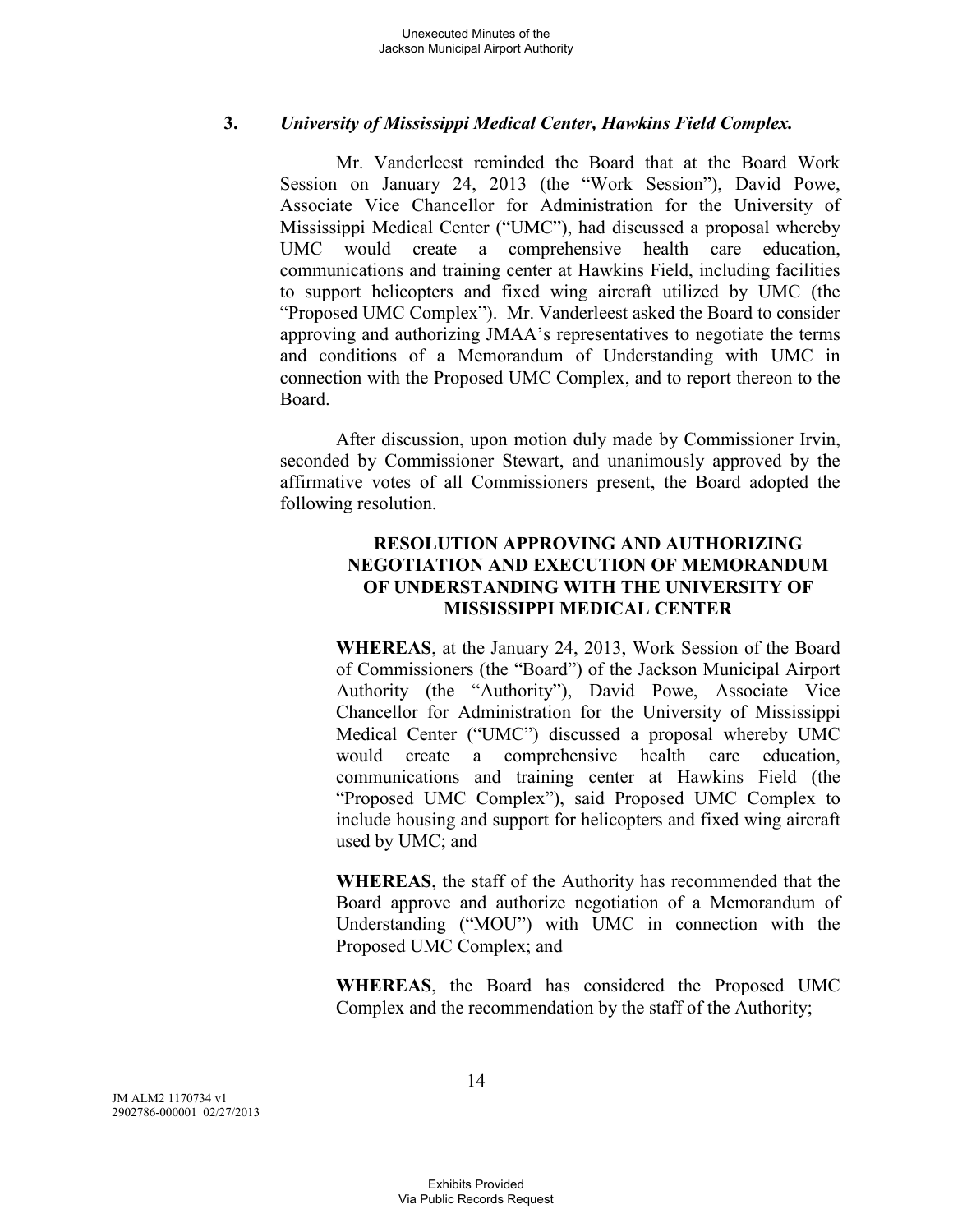### 3. *University of Mississippi Medical Center, Hawkins Field Complex.*

Mr. Vanderleest reminded the Board that at the Board Work Session on January 24, 2013 (the "Work Session"), David Powe, Associate Vice Chancellor for Administration for the University of Mississippi Medical Center ("UMC"), had discussed a proposal whereby UMC would create a comprehensive health care education, communications and training center at Hawkins Field, including facilities to support helicopters and fixed wing aircraft utilized by UMC (the "Proposed UMC Complex"). Mr. Vanderleest asked the Board to consider approving and authorizing JMAA's representatives to negotiate the terms and conditions of a Memorandum of Understanding with UMC in connection with the Proposed UMC Complex, and to report thereon to the Board.

After discussion, upon motion duly made by Commissioner Irvin, seconded by Commissioner Stewart, and unanimously approved by the affirmative votes of all Commissioners present, the Board adopted the following resolution.

**RESOLUTION APPROVING AND AUTHORIZING NEGOTIATION AND EXECUTION OF MEMORANDUM OF UNDERSTANDING WITH THE UNIVERSITY OF MISSISSIPPI MEDICAL CENTER**

**WHEREAS**, at the January 24, 2013, Work Session of the Board of Commissioners (the "Board") of the Jackson Municipal Airport Authority (the "Authority"), David Powe, Associate Vice Chancellor for Administration for the University of Mississippi Medical Center ("UMC") discussed a proposal whereby UMC would create a comprehensive health care education, communications and training center at Hawkins Field (the "Proposed UMC Complex"), said Proposed UMC Complex to include housing and support for helicopters and fixed wing aircraft used by UMC; and

**WHEREAS**, the staff of the Authority has recommended that the Board approve and authorize negotiation of a Memorandum of Understanding ("MOU") with UMC in connection with the Proposed UMC Complex; and

**WHEREAS**, the Board has considered the Proposed UMC Complex and the recommendation by the staff of the Authority;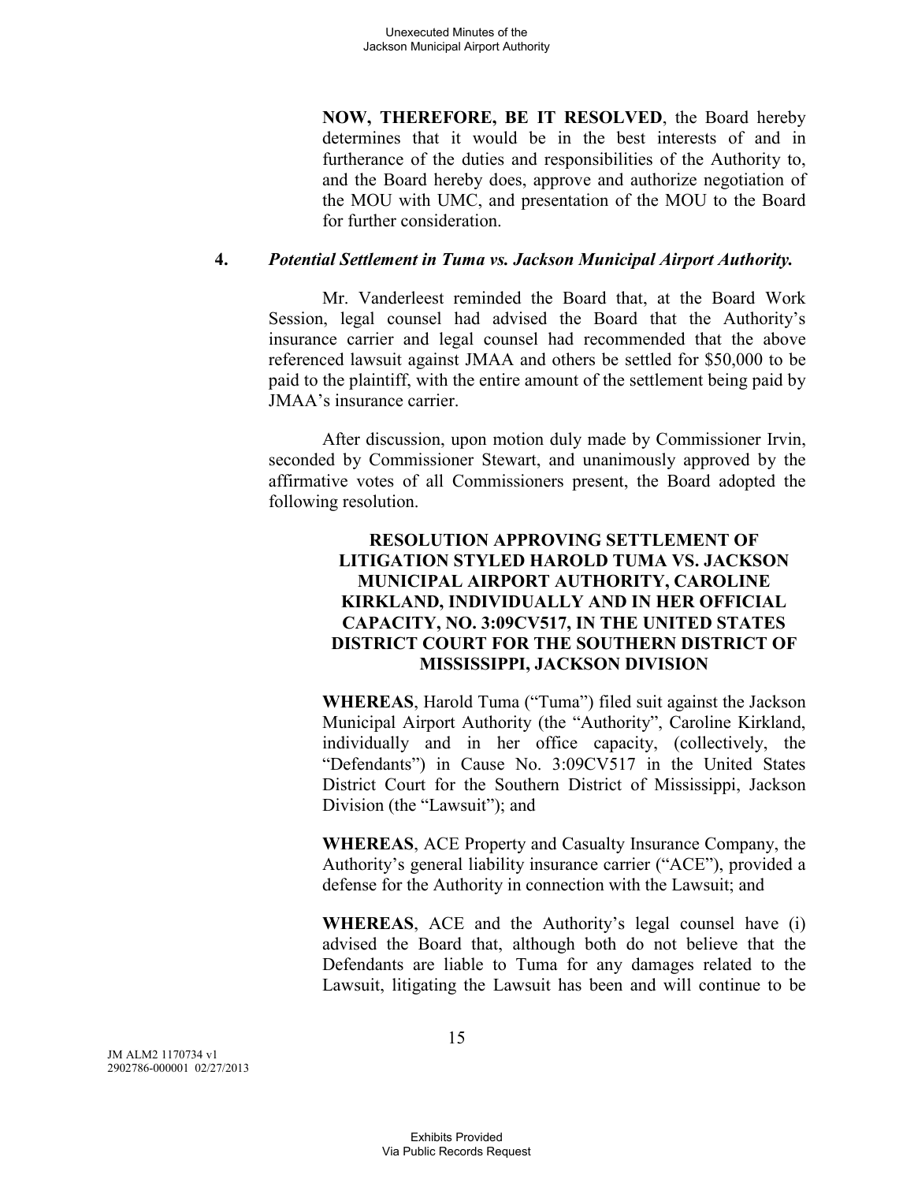**NOW, THEREFORE, BE IT RESOLVED**, the Board hereby determines that it would be in the best interests of and in furtherance of the duties and responsibilities of the Authority to, and the Board hereby does, approve and authorize negotiation of the MOU with UMC, and presentation of the MOU to the Board for further consideration.

**4.** ***Potential Settlement in Tuma vs. Jackson Municipal Airport Authority.***

Mr. Vanderleest reminded the Board that, at the Board Work Session, legal counsel had advised the Board that the Authority's insurance carrier and legal counsel had recommended that the above referenced lawsuit against JMAA and others be settled for $50,000 to be paid to the plaintiff, with the entire amount of the settlement being paid by JMAA's insurance carrier.

After discussion, upon motion duly made by Commissioner Irvin, seconded by Commissioner Stewart, and unanimously approved by the affirmative votes of all Commissioners present, the Board adopted the following resolution.

**RESOLUTION APPROVING SETTLEMENT OF LITIGATION STYLED HAROLD TUMA VS. JACKSON MUNICIPAL AIRPORT AUTHORITY, CAROLINE KIRKLAND, INDIVIDUALLY AND IN HER OFFICIAL CAPACITY, NO. 3:09CV517, IN THE UNITED STATES DISTRICT COURT FOR THE SOUTHERN DISTRICT OF MISSISSIPPI, JACKSON DIVISION**

**WHEREAS**, Harold Tuma ("Tuma") filed suit against the Jackson Municipal Airport Authority (the "Authority", Caroline Kirkland, individually and in her office capacity, (collectively, the "Defendants") in Cause No. 3:09CV517 in the United States District Court for the Southern District of Mississippi, Jackson Division (the "Lawsuit"); and

**WHEREAS**, ACE Property and Casualty Insurance Company, the Authority's general liability insurance carrier ("ACE"), provided a defense for the Authority in connection with the Lawsuit; and

**WHEREAS**, ACE and the Authority's legal counsel have (i) advised the Board that, although both do not believe that the Defendants are liable to Tuma for any damages related to the Lawsuit, litigating the Lawsuit has been and will continue to be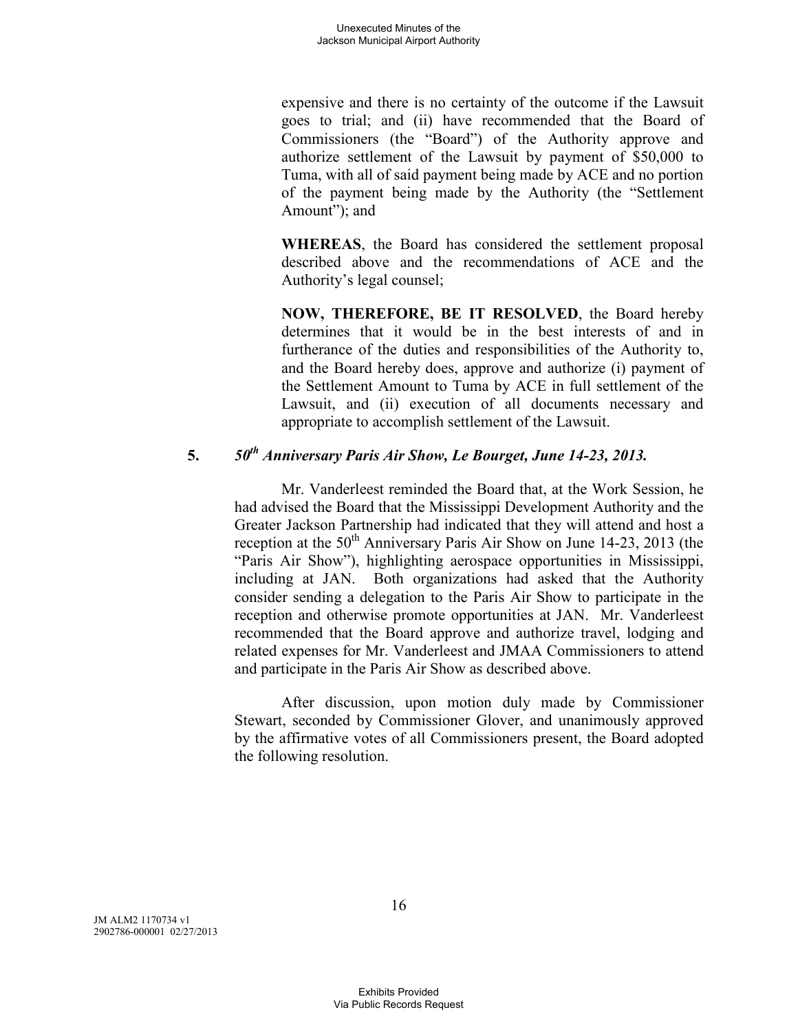expensive and there is no certainty of the outcome if the Lawsuit goes to trial; and (ii) have recommended that the Board of Commissioners (the "Board") of the Authority approve and authorize settlement of the Lawsuit by payment of $50,000 to Tuma, with all of said payment being made by ACE and no portion of the payment being made by the Authority (the "Settlement Amount"); and

**WHEREAS**, the Board has considered the settlement proposal described above and the recommendations of ACE and the Authority's legal counsel;

**NOW, THEREFORE, BE IT RESOLVED**, the Board hereby determines that it would be in the best interests of and in furtherance of the duties and responsibilities of the Authority to, and the Board hereby does, approve and authorize (i) payment of the Settlement Amount to Tuma by ACE in full settlement of the Lawsuit, and (ii) execution of all documents necessary and appropriate to accomplish settlement of the Lawsuit.

**5.** ***50th Anniversary Paris Air Show, Le Bourget, June 14-23, 2013.***

Mr. Vanderleest reminded the Board that, at the Work Session, he had advised the Board that the Mississippi Development Authority and the Greater Jackson Partnership had indicated that they will attend and host a reception at the 50th Anniversary Paris Air Show on June 14-23, 2013 (the "Paris Air Show"), highlighting aerospace opportunities in Mississippi, including at JAN. Both organizations had asked that the Authority consider sending a delegation to the Paris Air Show to participate in the reception and otherwise promote opportunities at JAN. Mr. Vanderleest recommended that the Board approve and authorize travel, lodging and related expenses for Mr. Vanderleest and JMAA Commissioners to attend and participate in the Paris Air Show as described above.

After discussion, upon motion duly made by Commissioner Stewart, seconded by Commissioner Glover, and unanimously approved by the affirmative votes of all Commissioners present, the Board adopted the following resolution.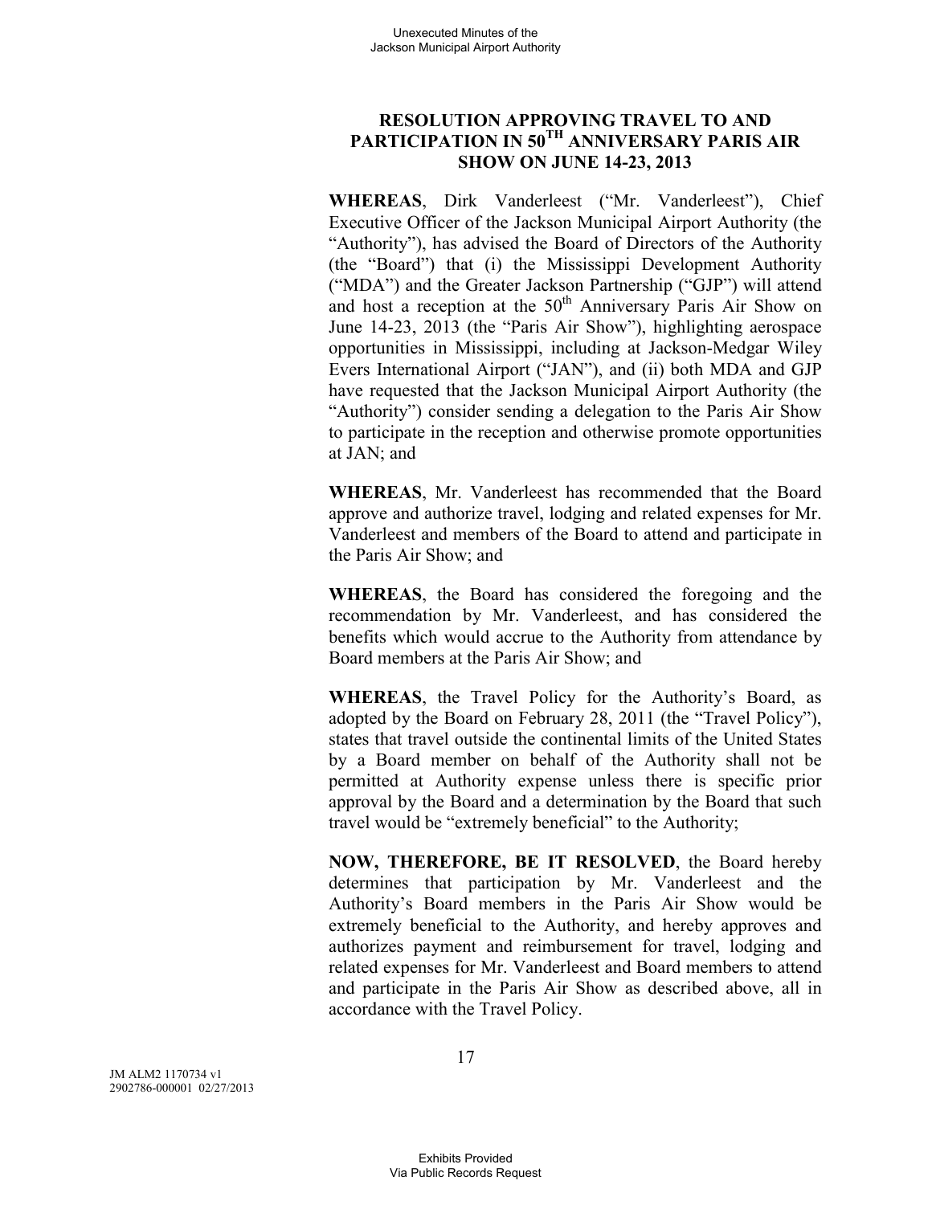## RESOLUTION APPROVING TRAVEL TO AND PARTICIPATION IN 50TH ANNIVERSARY PARIS AIR SHOW ON JUNE 14-23, 2013

**WHEREAS**, Dirk Vanderleest ("Mr. Vanderleest"), Chief Executive Officer of the Jackson Municipal Airport Authority (the "Authority"), has advised the Board of Directors of the Authority (the "Board") that (i) the Mississippi Development Authority ("MDA") and the Greater Jackson Partnership ("GJP") will attend and host a reception at the 50th Anniversary Paris Air Show on June 14-23, 2013 (the "Paris Air Show"), highlighting aerospace opportunities in Mississippi, including at Jackson-Medgar Wiley Evers International Airport ("JAN"), and (ii) both MDA and GJP have requested that the Jackson Municipal Airport Authority (the "Authority") consider sending a delegation to the Paris Air Show to participate in the reception and otherwise promote opportunities at JAN; and

**WHEREAS**, Mr. Vanderleest has recommended that the Board approve and authorize travel, lodging and related expenses for Mr. Vanderleest and members of the Board to attend and participate in the Paris Air Show; and

**WHEREAS**, the Board has considered the foregoing and the recommendation by Mr. Vanderleest, and has considered the benefits which would accrue to the Authority from attendance by Board members at the Paris Air Show; and

**WHEREAS**, the Travel Policy for the Authority's Board, as adopted by the Board on February 28, 2011 (the "Travel Policy"), states that travel outside the continental limits of the United States by a Board member on behalf of the Authority shall not be permitted at Authority expense unless there is specific prior approval by the Board and a determination by the Board that such travel would be "extremely beneficial" to the Authority;

**NOW, THEREFORE, BE IT RESOLVED**, the Board hereby determines that participation by Mr. Vanderleest and the Authority's Board members in the Paris Air Show would be extremely beneficial to the Authority, and hereby approves and authorizes payment and reimbursement for travel, lodging and related expenses for Mr. Vanderleest and Board members to attend and participate in the Paris Air Show as described above, all in accordance with the Travel Policy.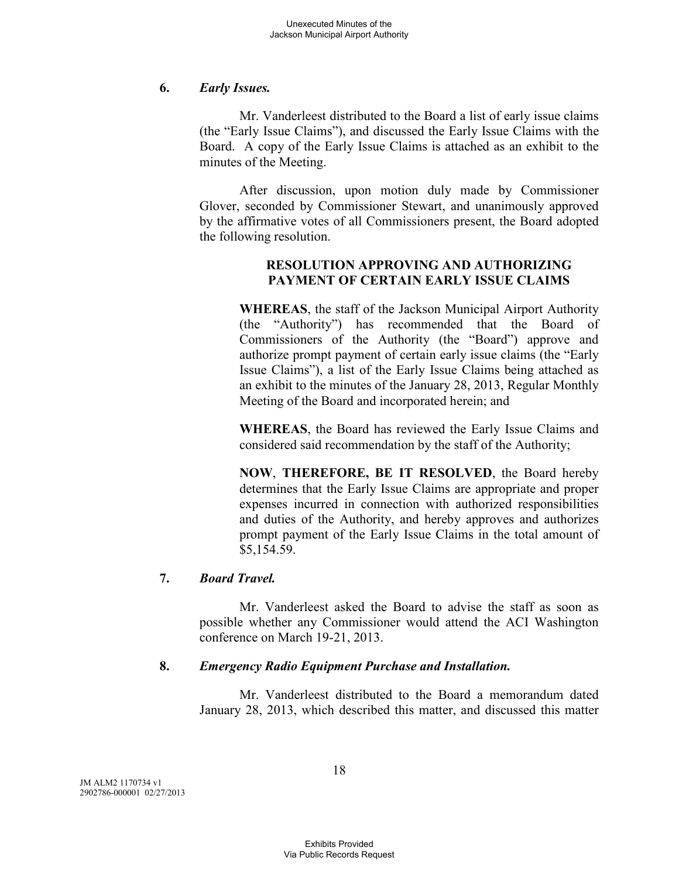**6.** ***Early Issues.***

Mr. Vanderleest distributed to the Board a list of early issue claims (the "Early Issue Claims"), and discussed the Early Issue Claims with the Board. A copy of the Early Issue Claims is attached as an exhibit to the minutes of the Meeting.

After discussion, upon motion duly made by Commissioner Glover, seconded by Commissioner Stewart, and unanimously approved by the affirmative votes of all Commissioners present, the Board adopted the following resolution.

**RESOLUTION APPROVING AND AUTHORIZING PAYMENT OF CERTAIN EARLY ISSUE CLAIMS**

**WHEREAS**, the staff of the Jackson Municipal Airport Authority (the "Authority") has recommended that the Board of Commissioners of the Authority (the "Board") approve and authorize prompt payment of certain early issue claims (the "Early Issue Claims"), a list of the Early Issue Claims being attached as an exhibit to the minutes of the January 28, 2013, Regular Monthly Meeting of the Board and incorporated herein; and

**WHEREAS**, the Board has reviewed the Early Issue Claims and considered said recommendation by the staff of the Authority;

**NOW**, **THEREFORE, BE IT RESOLVED**, the Board hereby determines that the Early Issue Claims are appropriate and proper expenses incurred in connection with authorized responsibilities and duties of the Authority, and hereby approves and authorizes prompt payment of the Early Issue Claims in the total amount of $5,154.59.

**7.** ***Board Travel.***

Mr. Vanderleest asked the Board to advise the staff as soon as possible whether any Commissioner would attend the ACI Washington conference on March 19-21, 2013.

**8.** ***Emergency Radio Equipment Purchase and Installation.***

Mr. Vanderleest distributed to the Board a memorandum dated January 28, 2013, which described this matter, and discussed this matter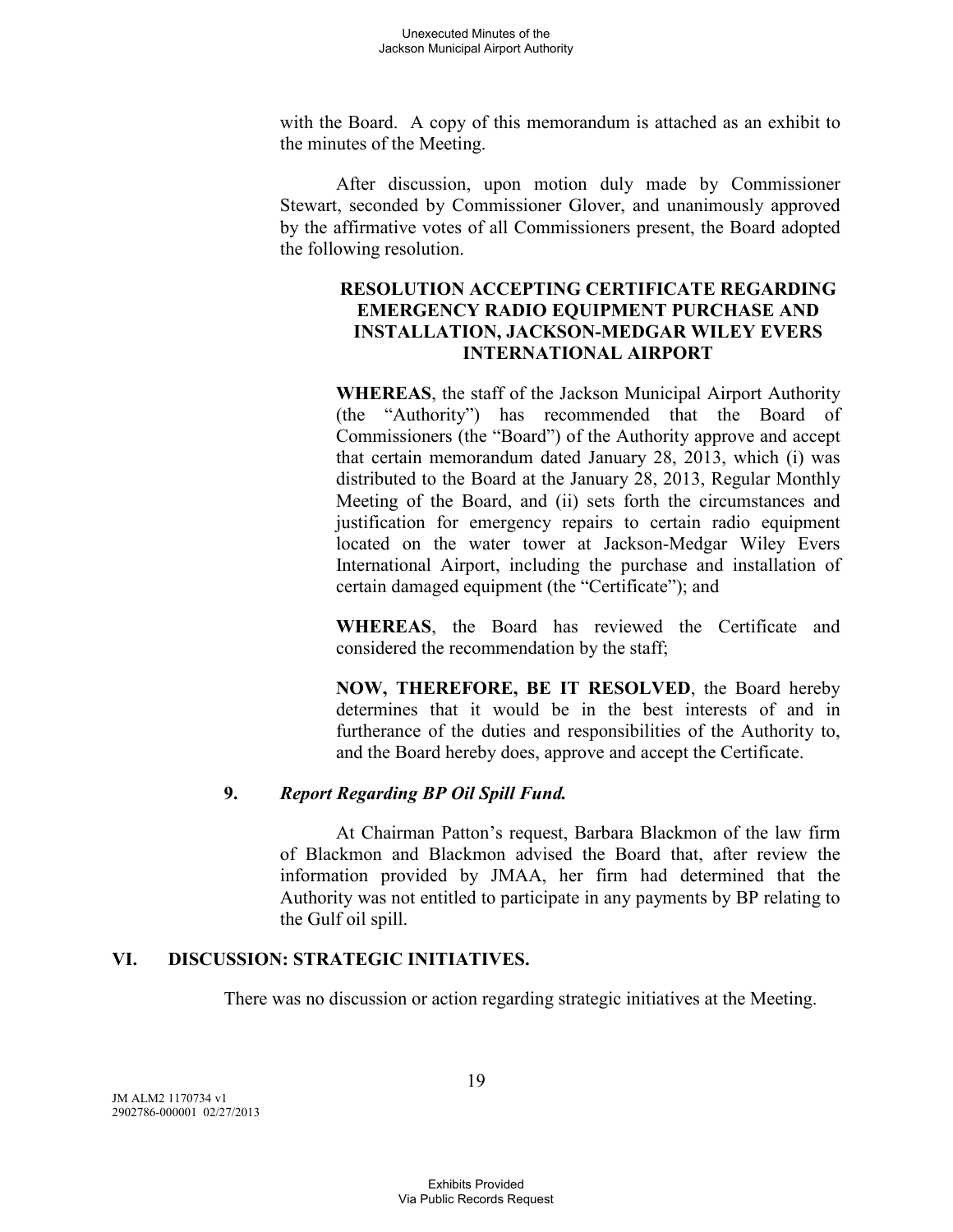with the Board. A copy of this memorandum is attached as an exhibit to the minutes of the Meeting.

After discussion, upon motion duly made by Commissioner Stewart, seconded by Commissioner Glover, and unanimously approved by the affirmative votes of all Commissioners present, the Board adopted the following resolution.

**RESOLUTION ACCEPTING CERTIFICATE REGARDING EMERGENCY RADIO EQUIPMENT PURCHASE AND INSTALLATION, JACKSON-MEDGAR WILEY EVERS INTERNATIONAL AIRPORT**

**WHEREAS**, the staff of the Jackson Municipal Airport Authority (the "Authority") has recommended that the Board of Commissioners (the "Board") of the Authority approve and accept that certain memorandum dated January 28, 2013, which (i) was distributed to the Board at the January 28, 2013, Regular Monthly Meeting of the Board, and (ii) sets forth the circumstances and justification for emergency repairs to certain radio equipment located on the water tower at Jackson-Medgar Wiley Evers International Airport, including the purchase and installation of certain damaged equipment (the "Certificate"); and

**WHEREAS**, the Board has reviewed the Certificate and considered the recommendation by the staff;

**NOW, THEREFORE, BE IT RESOLVED**, the Board hereby determines that it would be in the best interests of and in furtherance of the duties and responsibilities of the Authority to, and the Board hereby does, approve and accept the Certificate.

### 9. *Report Regarding BP Oil Spill Fund.*

At Chairman Patton's request, Barbara Blackmon of the law firm of Blackmon and Blackmon advised the Board that, after review the information provided by JMAA, her firm had determined that the Authority was not entitled to participate in any payments by BP relating to the Gulf oil spill.

## VI. DISCUSSION: STRATEGIC INITIATIVES.

There was no discussion or action regarding strategic initiatives at the Meeting.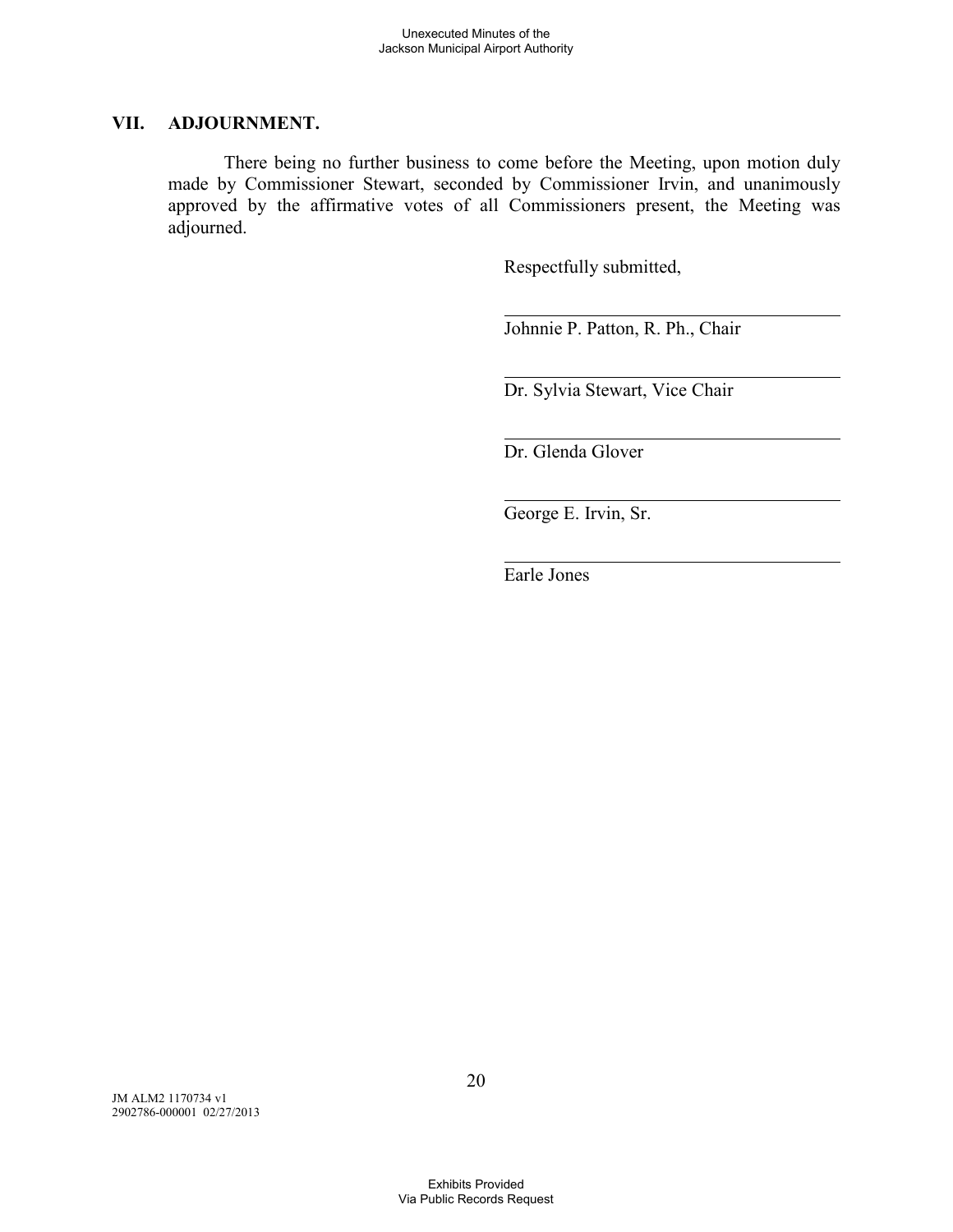## VII. ADJOURNMENT.

There being no further business to come before the Meeting, upon motion duly made by Commissioner Stewart, seconded by Commissioner Irvin, and unanimously approved by the affirmative votes of all Commissioners present, the Meeting was adjourned.

Respectfully submitted,

\_\_\_\_\_\_\_\_\_\_\_\_\_\_\_\_\_\_\_\_\_\_\_\_\_\_\_\_\_\_\_\_\_\_\_\_

Johnnie P. Patton, R. Ph., Chair

\_\_\_\_\_\_\_\_\_\_\_\_\_\_\_\_\_\_\_\_\_\_\_\_\_\_\_\_\_\_\_\_\_\_\_\_

Dr. Sylvia Stewart, Vice Chair

\_\_\_\_\_\_\_\_\_\_\_\_\_\_\_\_\_\_\_\_\_\_\_\_\_\_\_\_\_\_\_\_\_\_\_\_

Dr. Glenda Glover

\_\_\_\_\_\_\_\_\_\_\_\_\_\_\_\_\_\_\_\_\_\_\_\_\_\_\_\_\_\_\_\_\_\_\_\_

George E. Irvin, Sr.

\_\_\_\_\_\_\_\_\_\_\_\_\_\_\_\_\_\_\_\_\_\_\_\_\_\_\_\_\_\_\_\_\_\_\_\_

Earle Jones

JM ALM2 1170734 v1
2902786-000001 02/27/2013

Exhibits Provided
Via Public Records Request